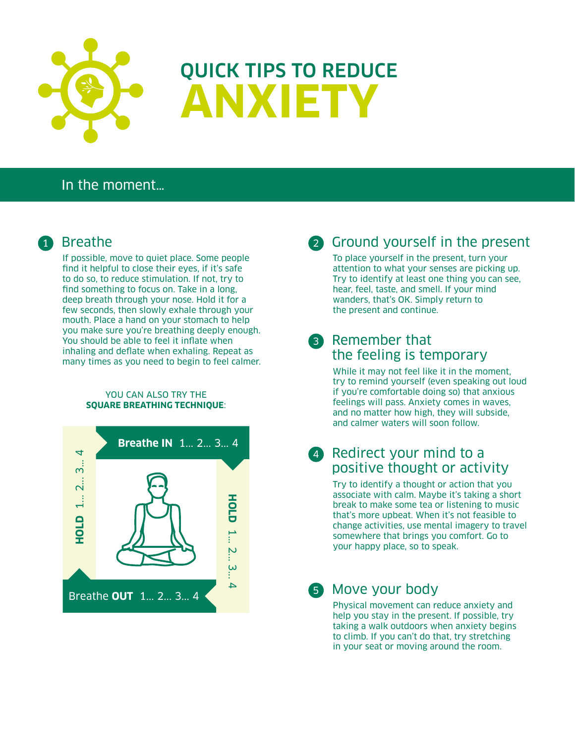# QUICK TIPS TO REDUCE ANXIETY

## In the moment...

### 1 Breathe

If possible, move to quiet place. Some people find it helpful to close their eyes, if it's safe to do so, to reduce stimulation. If not, try to find something to focus on. Take in a long, deep breath through your nose. Hold it for a few seconds, then slowly exhale through your mouth. Place a hand on your stomach to help you make sure you're breathing deeply enough. You should be able to feel it inflate when inhaling and deflate when exhaling. Repeat as many times as you need to begin to feel calmer.

YOU CAN ALSO TRY THE **SQUARE BREATHING TECHNIQUE**:

**Breathe IN** 1... 2... 3... 4

**HOLD** 1... 2... 3... 4

Breathe **OUT** 1... 2... 3... 4

**HOLD** 1... 2... 3... 4

### 2 Ground yourself in the present

To place yourself in the present, turn your attention to what your senses are picking up. Try to identify at least one thing you can see, hear, feel, taste, and smell. If your mind wanders, that's OK. Simply return to the present and continue.

### 3 Remember that the feeling is temporary

While it may not feel like it in the moment, try to remind yourself (even speaking out loud if you're comfortable doing so) that anxious feelings will pass. Anxiety comes in waves, and no matter how high, they will subside, and calmer waters will soon follow.

### 4 Redirect your mind to a positive thought or activity

Try to identify a thought or action that you associate with calm. Maybe it's taking a short break to make some tea or listening to music that's more upbeat. When it's not feasible to change activities, use mental imagery to travel somewhere that brings you comfort. Go to your happy place, so to speak.

### 5 Move your body

Physical movement can reduce anxiety and help you stay in the present. If possible, try taking a walk outdoors when anxiety begins to climb. If you can't do that, try stretching in your seat or moving around the room.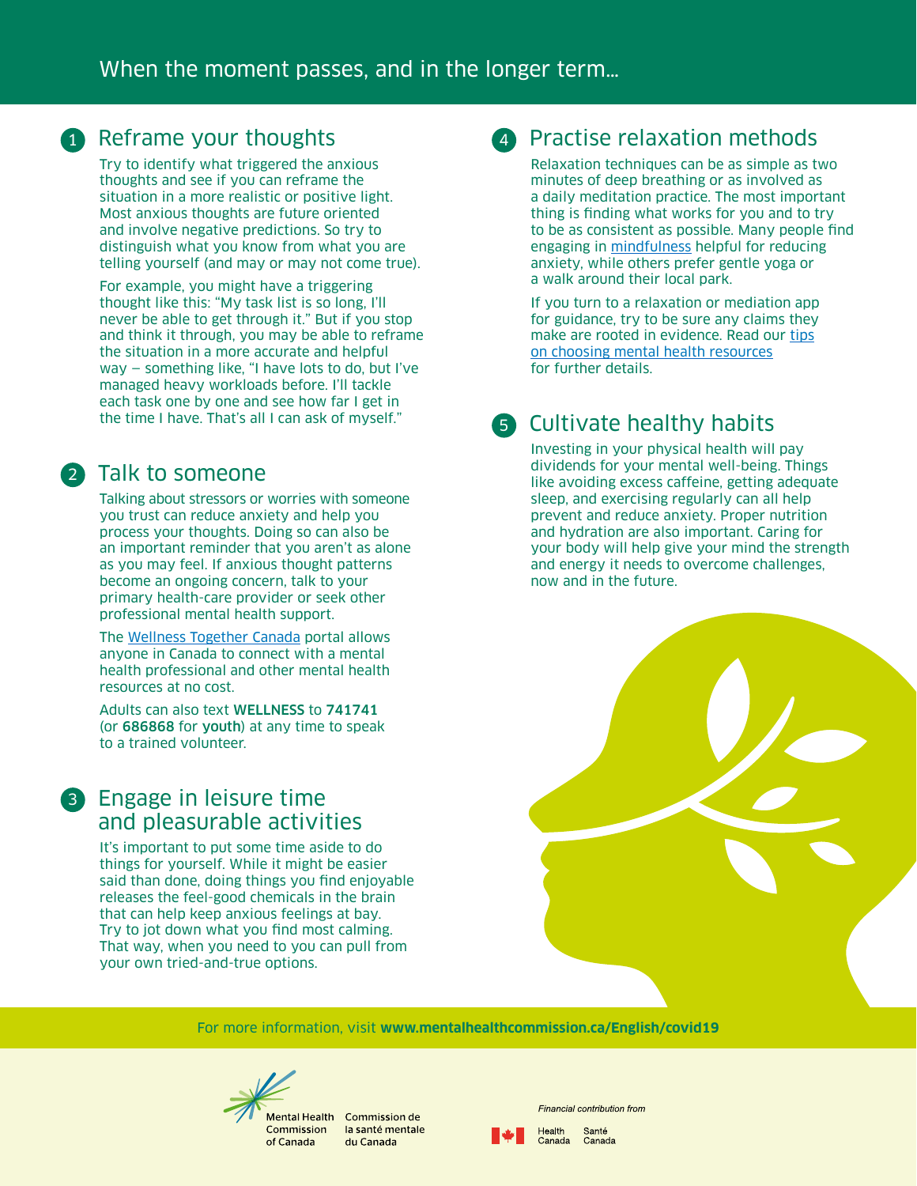# When the moment passes, and in the longer term…

## 1 Reframe your thoughts

Try to identify what triggered the anxious thoughts and see if you can reframe the situation in a more realistic or positive light. Most anxious thoughts are future oriented and involve negative predictions. So try to distinguish what you know from what you are telling yourself (and may or may not come true).

For example, you might have a triggering thought like this: "My task list is so long, I'll never be able to get through it." But if you stop and think it through, you may be able to reframe the situation in a more accurate and helpful way — something like, "I have lots to do, but I've managed heavy workloads before. I'll tackle each task one by one and see how far I get in the time I have. That's all I can ask of myself."

## 2 Talk to someone

Talking about stressors or worries with someone you trust can reduce anxiety and help you process your thoughts. Doing so can also be an important reminder that you aren't as alone as you may feel. If anxious thought patterns become an ongoing concern, talk to your primary health-care provider or seek other professional mental health support.

The Wellness Together Canada portal allows anyone in Canada to connect with a mental health professional and other mental health resources at no cost.

Adults can also text **WELLNESS** to **741741** (or **686868** for **youth**) at any time to speak to a trained volunteer.

## 3 Engage in leisure time and pleasurable activities

It's important to put some time aside to do things for yourself. While it might be easier said than done, doing things you find enjoyable releases the feel-good chemicals in the brain that can help keep anxious feelings at bay. Try to jot down what you find most calming. That way, when you need to you can pull from your own tried-and-true options.

## 4 Practise relaxation methods

Relaxation techniques can be as simple as two minutes of deep breathing or as involved as a daily meditation practice. The most important thing is finding what works for you and to try to be as consistent as possible. Many people find engaging in mindfulness helpful for reducing anxiety, while others prefer gentle yoga or a walk around their local park.

If you turn to a relaxation or mediation app for guidance, try to be sure any claims they make are rooted in evidence. Read our tips on choosing mental health resources for further details.

## 5 Cultivate healthy habits

Investing in your physical health will pay dividends for your mental well-being. Things like avoiding excess caffeine, getting adequate sleep, and exercising regularly can all help prevent and reduce anxiety. Proper nutrition and hydration are also important. Caring for your body will help give your mind the strength and energy it needs to overcome challenges, now and in the future.

For more information, visit **www.mentalhealthcommission.ca/English/covid19**

Mental Health Commission of Canada | Commission de la santé mentale du Canada

*Financial contribution from*

Health Canada | Santé Canada